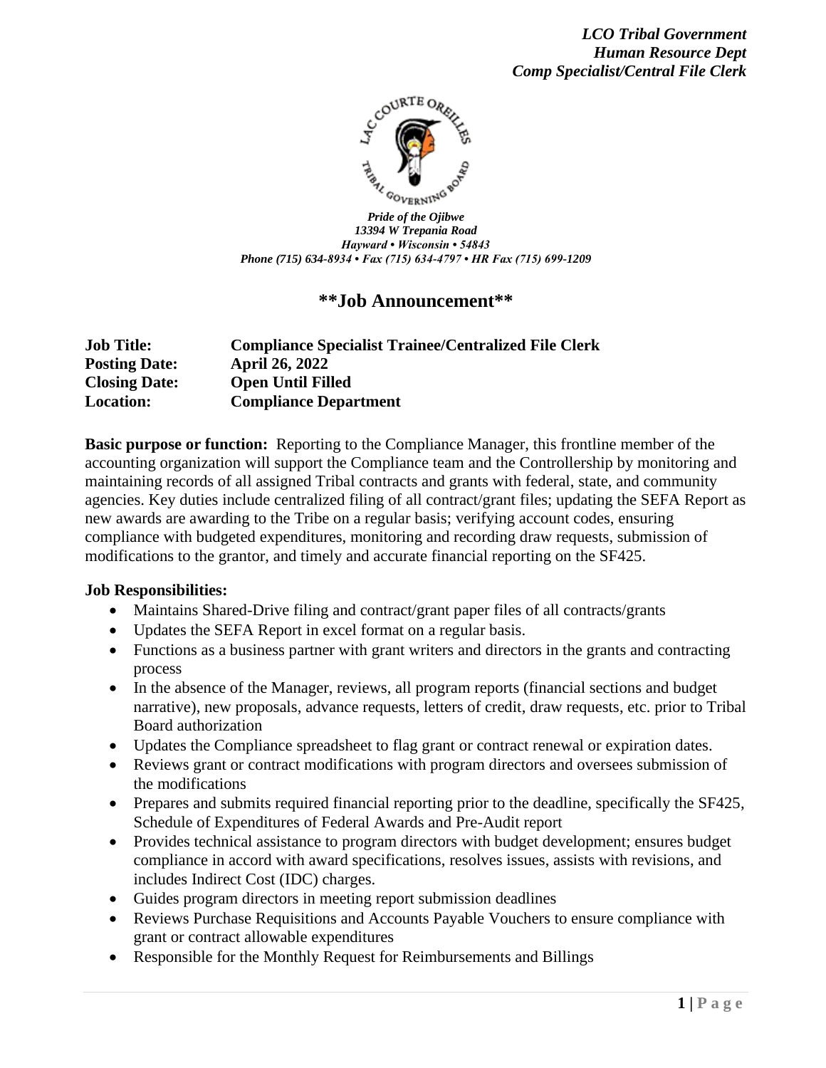*LCO Tribal Government*
*Human Resource Dept*
*Comp Specialist/Central File Clerk*

***Pride of the Ojibwe***
***13394 W Trepania Road***
***Hayward • Wisconsin • 54843***
***Phone (715) 634-8934 • Fax (715) 634-4797 • HR Fax (715) 699-1209***

## **Job Announcement**

**Job Title:** **Compliance Specialist Trainee/Centralized File Clerk**
**Posting Date:** **April 26, 2022**
**Closing Date:** **Open Until Filled**
**Location:** **Compliance Department**

**Basic purpose or function:** Reporting to the Compliance Manager, this frontline member of the accounting organization will support the Compliance team and the Controllership by monitoring and maintaining records of all assigned Tribal contracts and grants with federal, state, and community agencies. Key duties include centralized filing of all contract/grant files; updating the SEFA Report as new awards are awarding to the Tribe on a regular basis; verifying account codes, ensuring compliance with budgeted expenditures, monitoring and recording draw requests, submission of modifications to the grantor, and timely and accurate financial reporting on the SF425.

**Job Responsibilities:**

- Maintains Shared-Drive filing and contract/grant paper files of all contracts/grants
- Updates the SEFA Report in excel format on a regular basis.
- Functions as a business partner with grant writers and directors in the grants and contracting process
- In the absence of the Manager, reviews, all program reports (financial sections and budget narrative), new proposals, advance requests, letters of credit, draw requests, etc. prior to Tribal Board authorization
- Updates the Compliance spreadsheet to flag grant or contract renewal or expiration dates.
- Reviews grant or contract modifications with program directors and oversees submission of the modifications
- Prepares and submits required financial reporting prior to the deadline, specifically the SF425, Schedule of Expenditures of Federal Awards and Pre-Audit report
- Provides technical assistance to program directors with budget development; ensures budget compliance in accord with award specifications, resolves issues, assists with revisions, and includes Indirect Cost (IDC) charges.
- Guides program directors in meeting report submission deadlines
- Reviews Purchase Requisitions and Accounts Payable Vouchers to ensure compliance with grant or contract allowable expenditures
- Responsible for the Monthly Request for Reimbursements and Billings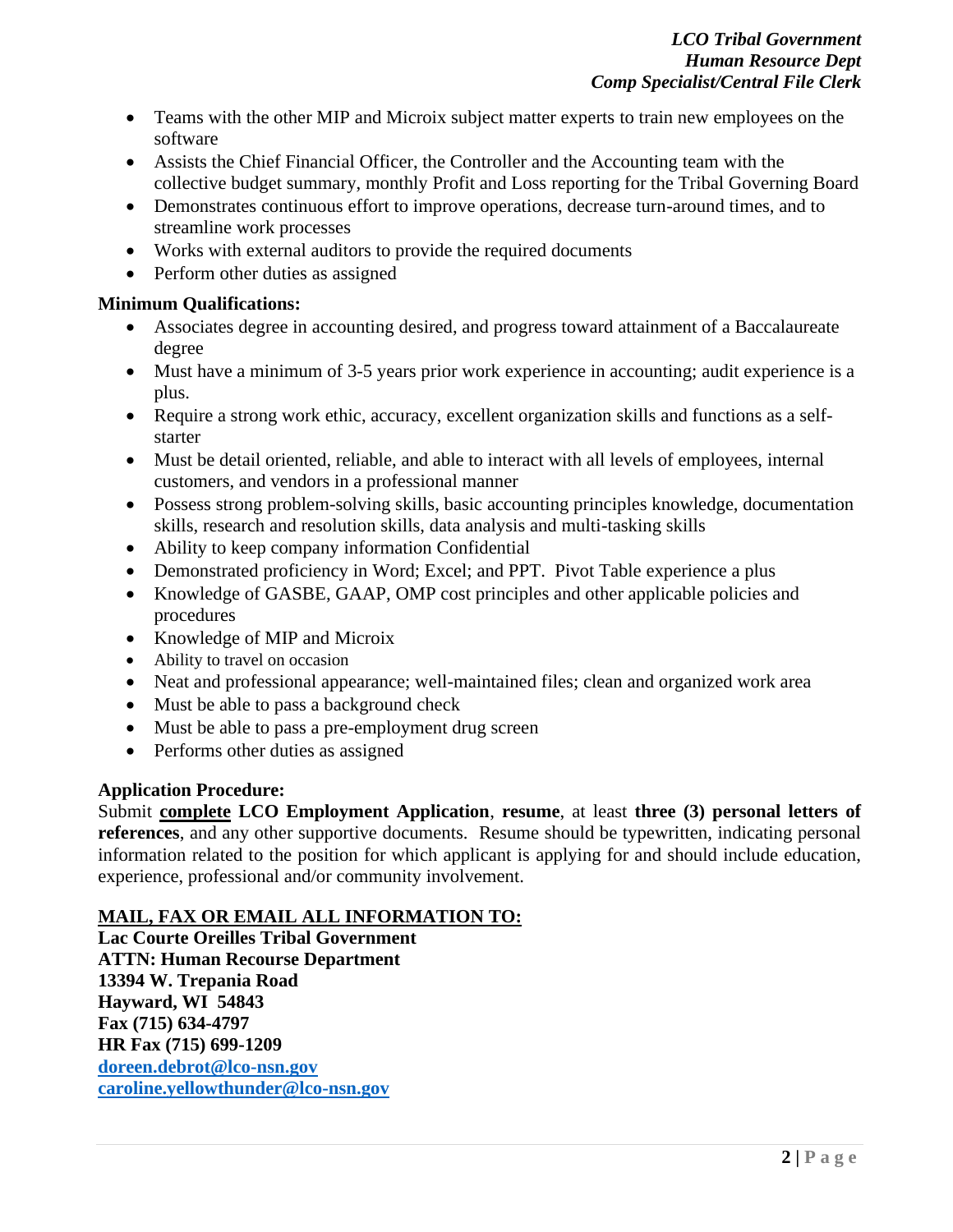- Teams with the other MIP and Microix subject matter experts to train new employees on the software
- Assists the Chief Financial Officer, the Controller and the Accounting team with the collective budget summary, monthly Profit and Loss reporting for the Tribal Governing Board
- Demonstrates continuous effort to improve operations, decrease turn-around times, and to streamline work processes
- Works with external auditors to provide the required documents
- Perform other duties as assigned

**Minimum Qualifications:**

- Associates degree in accounting desired, and progress toward attainment of a Baccalaureate degree
- Must have a minimum of 3-5 years prior work experience in accounting; audit experience is a plus.
- Require a strong work ethic, accuracy, excellent organization skills and functions as a self-starter
- Must be detail oriented, reliable, and able to interact with all levels of employees, internal customers, and vendors in a professional manner
- Possess strong problem-solving skills, basic accounting principles knowledge, documentation skills, research and resolution skills, data analysis and multi-tasking skills
- Ability to keep company information Confidential
- Demonstrated proficiency in Word; Excel; and PPT. Pivot Table experience a plus
- Knowledge of GASBE, GAAP, OMP cost principles and other applicable policies and procedures
- Knowledge of MIP and Microix
- Ability to travel on occasion
- Neat and professional appearance; well-maintained files; clean and organized work area
- Must be able to pass a background check
- Must be able to pass a pre-employment drug screen
- Performs other duties as assigned

**Application Procedure:**

Submit **complete LCO Employment Application**, **resume**, at least **three (3) personal letters of references**, and any other supportive documents. Resume should be typewritten, indicating personal information related to the position for which applicant is applying for and should include education, experience, professional and/or community involvement.

**MAIL, FAX OR EMAIL ALL INFORMATION TO:**

**Lac Courte Oreilles Tribal Government**
**ATTN: Human Recourse Department**
**13394 W. Trepania Road**
**Hayward, WI 54843**
**Fax (715) 634-4797**
**HR Fax (715) 699-1209**
**doreen.debrot@lco-nsn.gov**
**caroline.yellowthunder@lco-nsn.gov**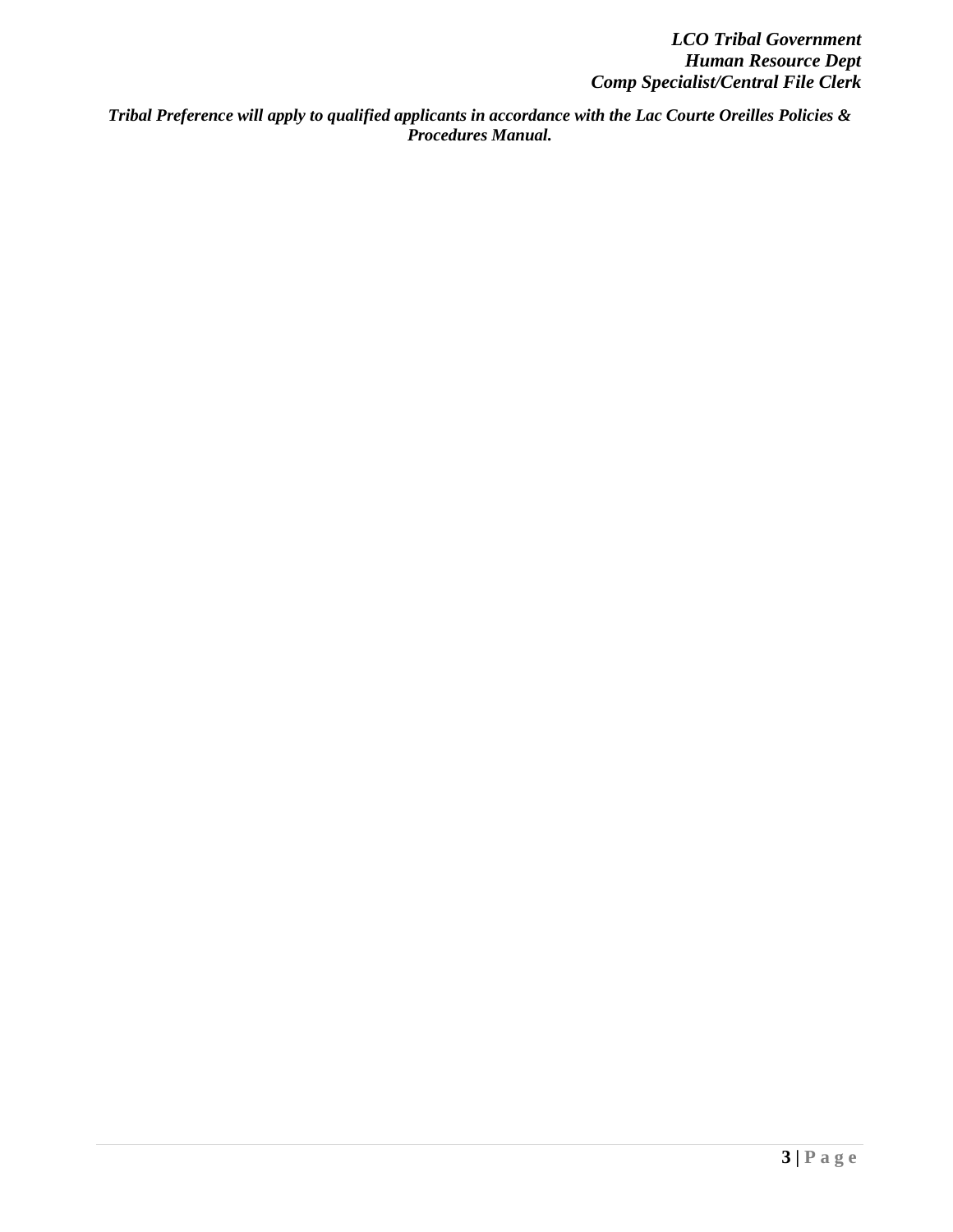***Tribal Preference will apply to qualified applicants in accordance with the Lac Courte Oreilles Policies & Procedures Manual.***